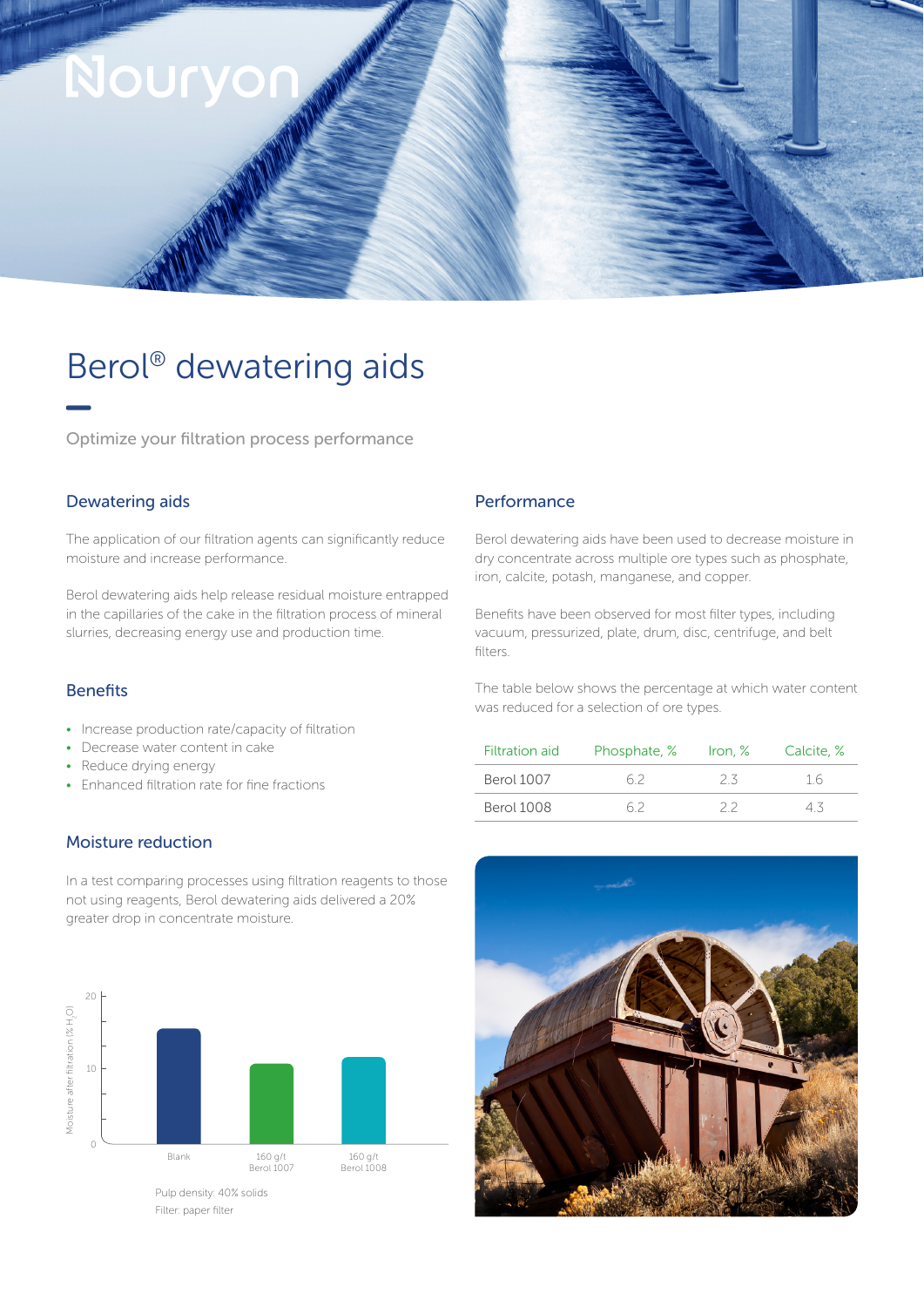# Berol® dewatering aids

Optimize your filtration process performance

## Dewatering aids

The application of our filtration agents can significantly reduce moisture and increase performance.

Berol dewatering aids help release residual moisture entrapped in the capillaries of the cake in the filtration process of mineral slurries, decreasing energy use and production time.

## Benefits

- Increase production rate/capacity of filtration
- Decrease water content in cake
- Reduce drying energy
- Enhanced filtration rate for fine fractions

## Moisture reduction

In a test comparing processes using filtration reagents to those not using reagents, Berol dewatering aids delivered a 20% greater drop in concentrate moisture.

Moisture after filtration (% $H_2O$)

Blank | 160 g/t Berol 1007 | 160 g/t Berol 1008

Pulp density: 40% solids

Filter: paper filter

## Performance

Berol dewatering aids have been used to decrease moisture in dry concentrate across multiple ore types such as phosphate, iron, calcite, potash, manganese, and copper.

Benefits have been observed for most filter types, including vacuum, pressurized, plate, drum, disc, centrifuge, and belt filters.

The table below shows the percentage at which water content was reduced for a selection of ore types.

| Filtration aid | Phosphate, % | Iron, % | Calcite, % |
|---|---|---|---|
| Berol 1007 | 6.2 | 2.3 | 1.6 |
| Berol 1008 | 6.2 | 2.2 | 4.3 |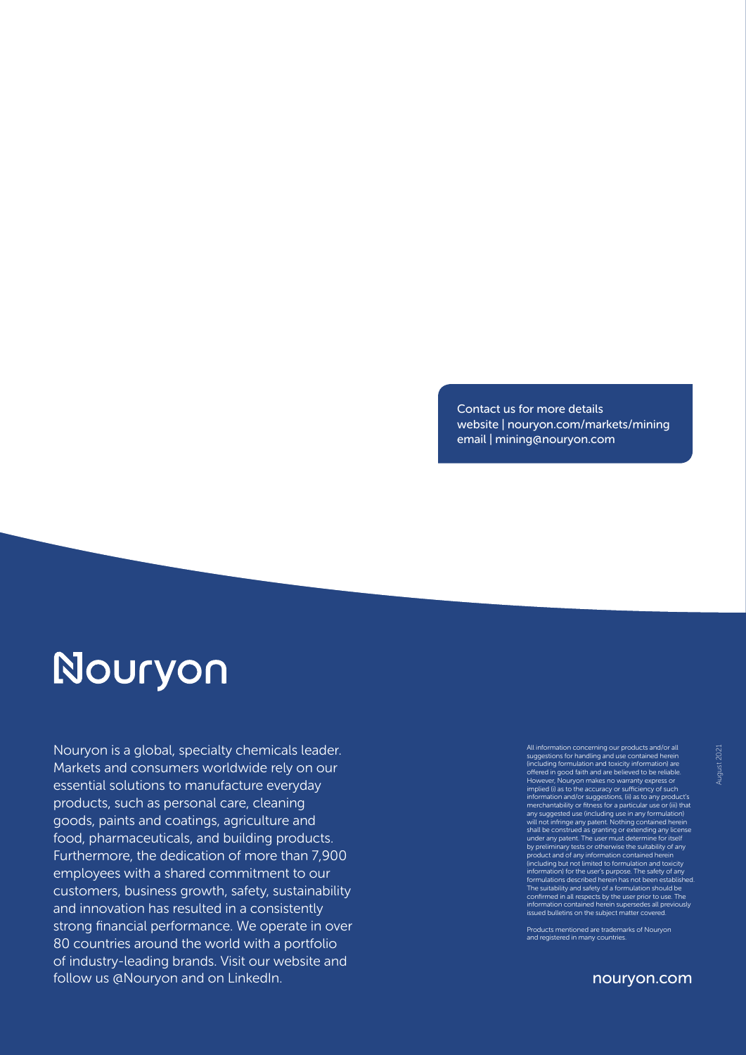Contact us for more details
website | nouryon.com/markets/mining
email | mining@nouryon.com

# Nouryon

Nouryon is a global, specialty chemicals leader. Markets and consumers worldwide rely on our essential solutions to manufacture everyday products, such as personal care, cleaning goods, paints and coatings, agriculture and food, pharmaceuticals, and building products. Furthermore, the dedication of more than 7,900 employees with a shared commitment to our customers, business growth, safety, sustainability and innovation has resulted in a consistently strong financial performance. We operate in over 80 countries around the world with a portfolio of industry-leading brands. Visit our website and follow us @Nouryon and on LinkedIn.

All information concerning our products and/or all suggestions for handling and use contained herein (including formulation and toxicity information) are offered in good faith and are believed to be reliable. However, Nouryon makes no warranty express or implied (i) as to the accuracy or sufficiency of such information and/or suggestions, (ii) as to any product's merchantability or fitness for a particular use or (iii) that any suggested use (including use in any formulation) will not infringe any patent. Nothing contained herein shall be construed as granting or extending any license under any patent. The user must determine for itself by preliminary tests or otherwise the suitability of any product and of any information contained herein (including but not limited to formulation and toxicity information) for the user's purpose. The safety of any formulations described herein has not been established. The suitability and safety of a formulation should be confirmed in all respects by the user prior to use. The information contained herein supersedes all previously issued bulletins on the subject matter covered.

Products mentioned are trademarks of Nouryon and registered in many countries.

August 2021

nouryon.com